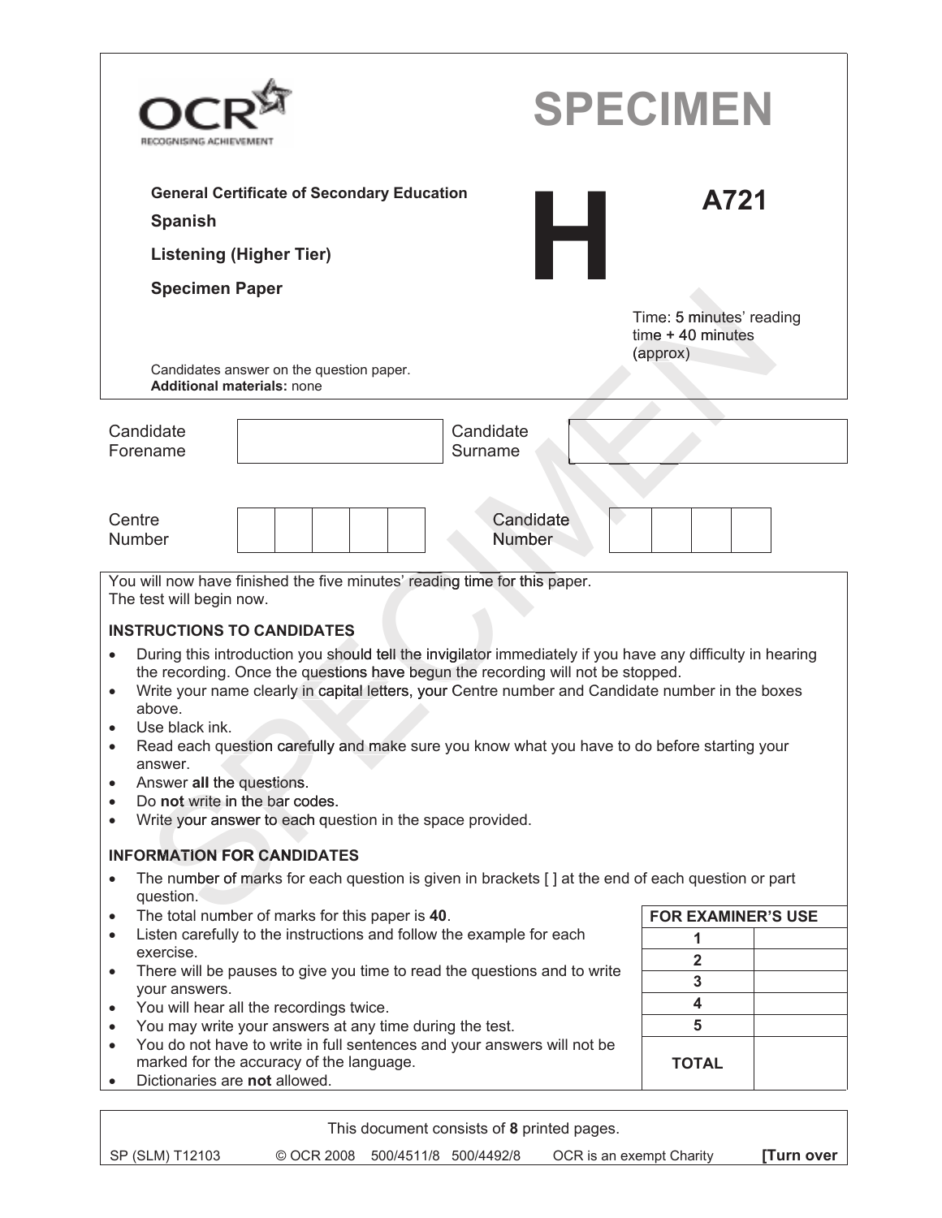OCR
RECOGNISING ACHIEVEMENT

# SPECIMEN

**General Certificate of Secondary Education**

**Spanish**

**Listening (Higher Tier)**

**Specimen Paper**

# H

# A721

Time: 5 minutes' reading time + 40 minutes (approx)

Candidates answer on the question paper.
**Additional materials:** none

| Candidate Forename | | Candidate Surname | |
|---|---|---|---|

| Centre Number | | | | | | Candidate Number | | | | |
|---|---|---|---|---|---|---|---|---|---|---|

You will now have finished the five minutes' reading time for this paper.
The test will begin now.

**INSTRUCTIONS TO CANDIDATES**

- During this introduction you should tell the invigilator immediately if you have any difficulty in hearing the recording. Once the questions have begun the recording will not be stopped.
- Write your name clearly in capital letters, your Centre number and Candidate number in the boxes above.
- Use black ink.
- Read each question carefully and make sure you know what you have to do before starting your answer.
- Answer **all** the questions.
- Do **not** write in the bar codes.
- Write your answer to each question in the space provided.

**INFORMATION FOR CANDIDATES**

- The number of marks for each question is given in brackets [ ] at the end of each question or part question.
- The total number of marks for this paper is **40**.
- Listen carefully to the instructions and follow the example for each exercise.
- There will be pauses to give you time to read the questions and to write your answers.
- You will hear all the recordings twice.
- You may write your answers at any time during the test.
- You do not have to write in full sentences and your answers will not be marked for the accuracy of the language.
- Dictionaries are **not** allowed.

| FOR EXAMINER'S USE | |
|---|---|
| 1 | |
| 2 | |
| 3 | |
| 4 | |
| 5 | |
| TOTAL | |

This document consists of **8** printed pages.

SP (SLM) T12103 © OCR 2008 500/4511/8 500/4492/8 OCR is an exempt Charity **[Turn over**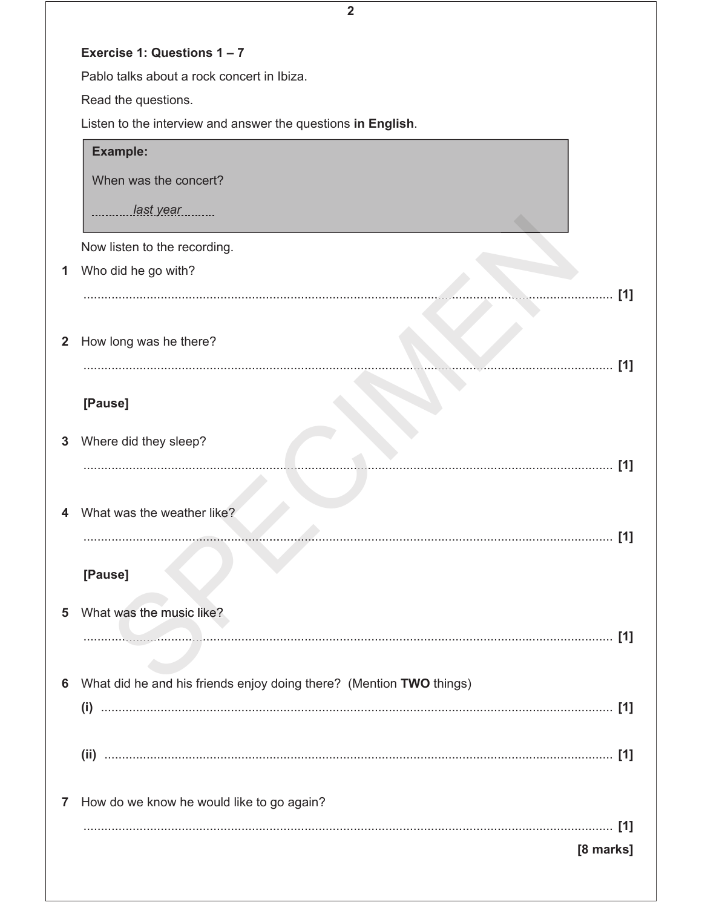**Exercise 1: Questions 1 – 7**

Pablo talks about a rock concert in Ibiza.

Read the questions.

Listen to the interview and answer the questions **in English**.

> **Example:**
>
> When was the concert?
>
> *last year*

Now listen to the recording.

**1** Who did he go with?

........................................................................................................................................ [1]

**2** How long was he there?

........................................................................................................................................ [1]

**[Pause]**

**3** Where did they sleep?

........................................................................................................................................ [1]

**4** What was the weather like?

........................................................................................................................................ [1]

**[Pause]**

**5** What was the music like?

........................................................................................................................................ [1]

**6** What did he and his friends enjoy doing there? (Mention **TWO** things)

**(i)** .................................................................................................................................... [1]

**(ii)** ................................................................................................................................... [1]

**7** How do we know he would like to go again?

........................................................................................................................................ [1]

**[8 marks]**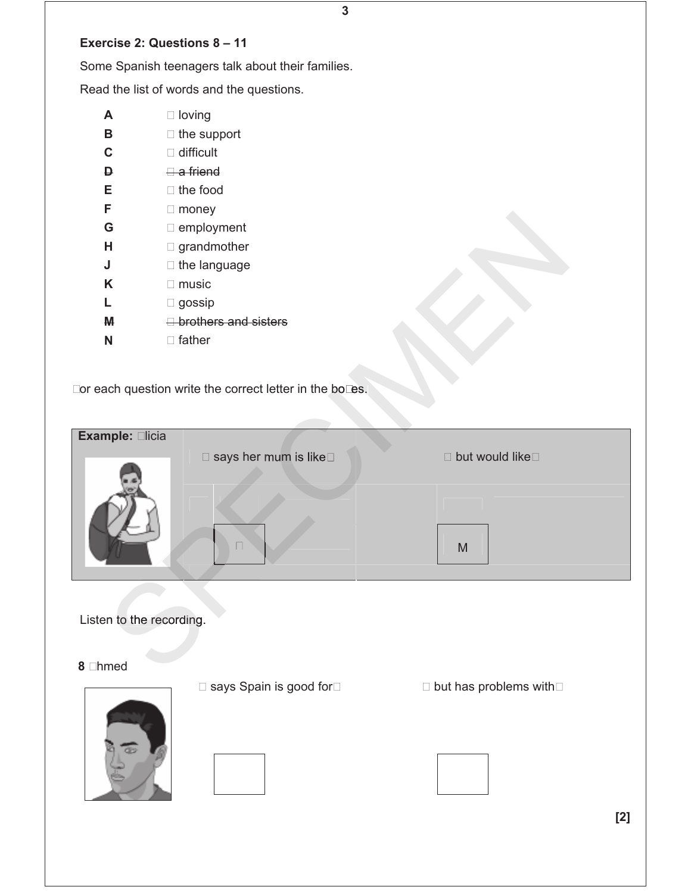**Exercise 2: Questions 8 – 11**

Some Spanish teenagers talk about their families.

Read the list of words and the questions.

| | |
|---|---|
| **A** | loving |
| **B** | the support |
| **C** | difficult |
| ~~**D**~~ | ~~a friend~~ |
| **E** | the food |
| **F** | money |
| **G** | employment |
| **H** | grandmother |
| **J** | the language |
| **K** | music |
| **L** | gossip |
| ~~**M**~~ | ~~brothers and sisters~~ |
| **N** | father |

For each question write the correct letter in the boxes.

| **Example:** Alicia | … says her mum is like… | … but would like… |
|---|---|---|
| | D | M |

Listen to the recording.

| **8** Ahmed | … says Spain is good for… | … but has problems with… |
|---|---|---|
| | | |

**[2]**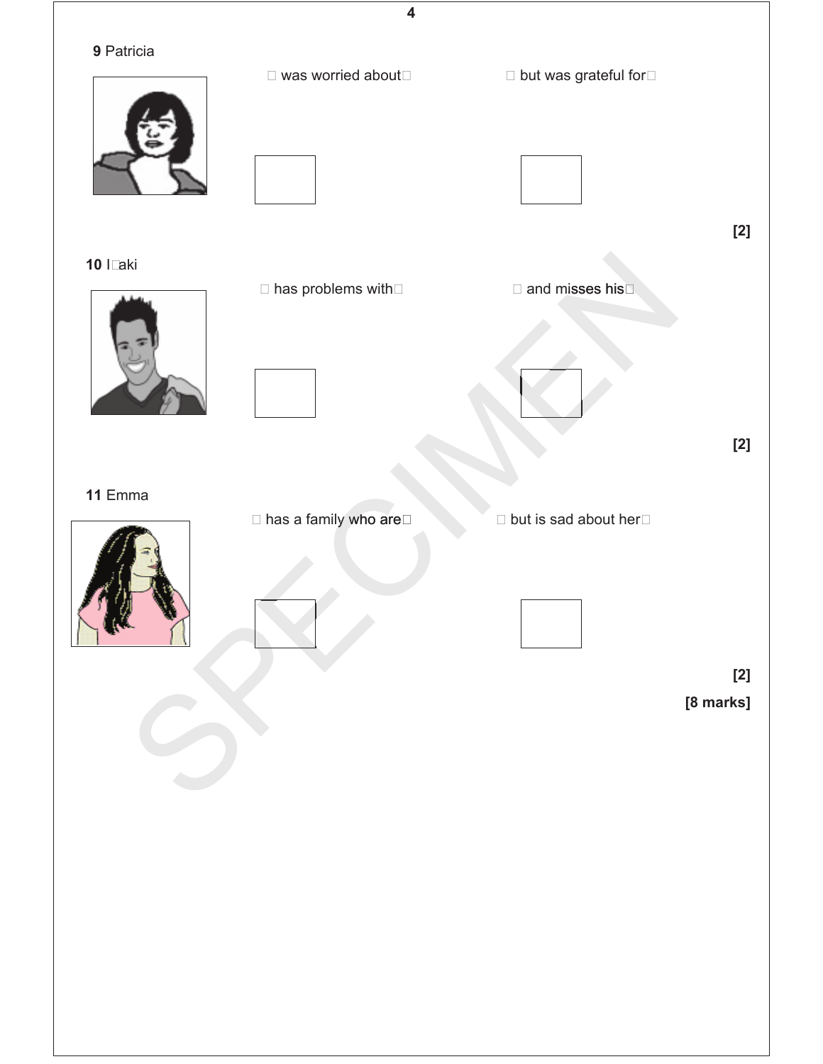**9** Patricia

… was worried about…

… but was grateful for…

**[2]**

**10** Iñaki

… has problems with…

… and misses his…

**[2]**

**11** Emma

… has a family who are…

… but is sad about her…

**[2]**

**[8 marks]**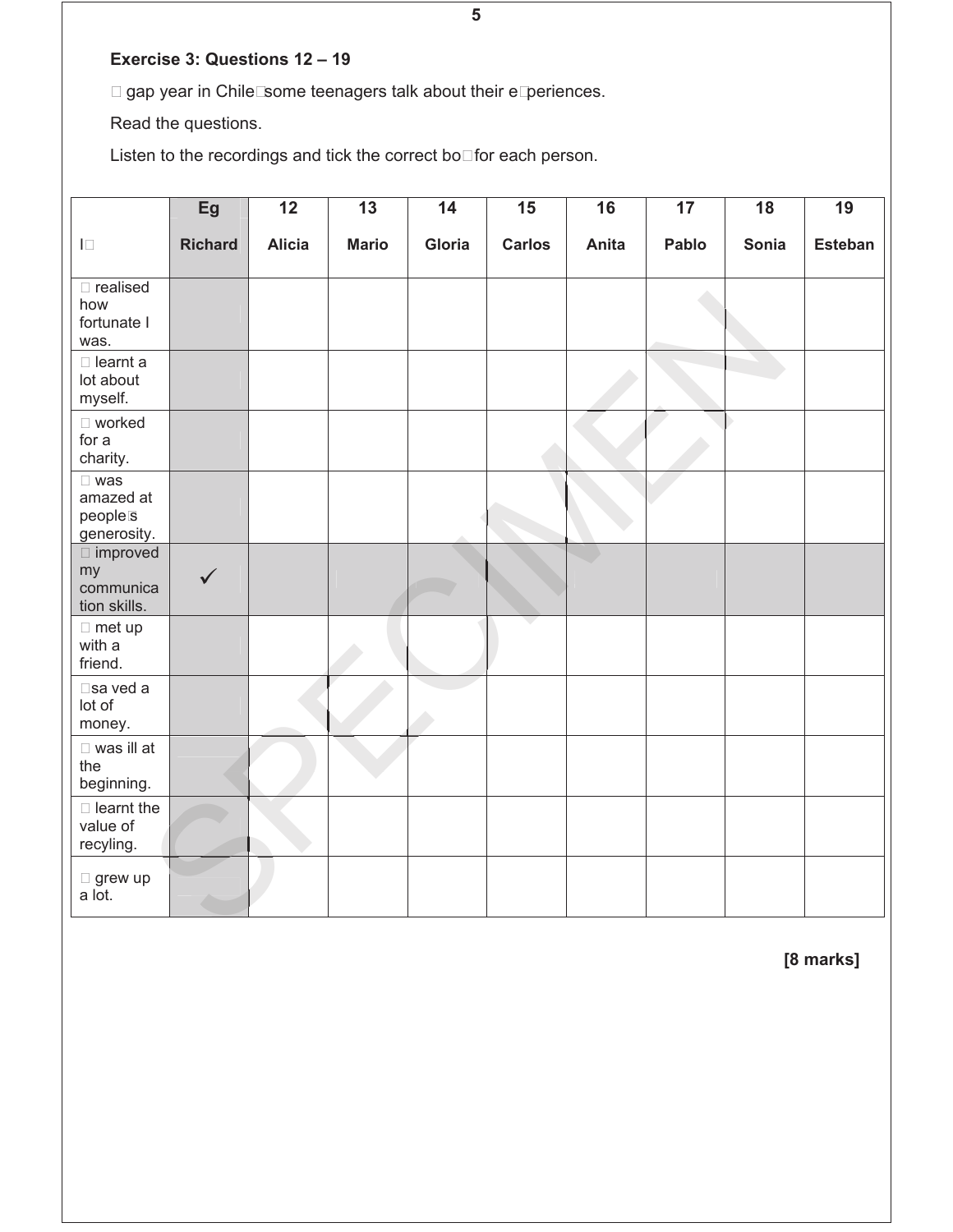**Exercise 3: Questions 12 – 19**

 gap year in Chile some teenagers talk about their eperiences.

Read the questions.

Listen to the recordings and tick the correct bo for each person.

| | Eg | 12 | 13 | 14 | 15 | 16 | 17 | 18 | 19 |
|---|---|---|---|---|---|---|---|---|---|
| I | Richard | Alicia | Mario | Gloria | Carlos | Anita | Pablo | Sonia | Esteban |
|  realised how fortunate I was. | | | | | | | | | |
|  learnt a lot about myself. | | | | | | | | | |
|  worked for a charity. | | | | | | | | | |
|  was amazed at peoples generosity. | | | | | | | | | |
|  improved my communication skills. | ✓ | | | | | | | | |
|  met up with a friend. | | | | | | | | | |
| sa ved a lot of money. | | | | | | | | | |
|  was ill at the beginning. | | | | | | | | | |
|  learnt the value of recyling. | | | | | | | | | |
|  grew up a lot. | | | | | | | | | |

**[8 marks]**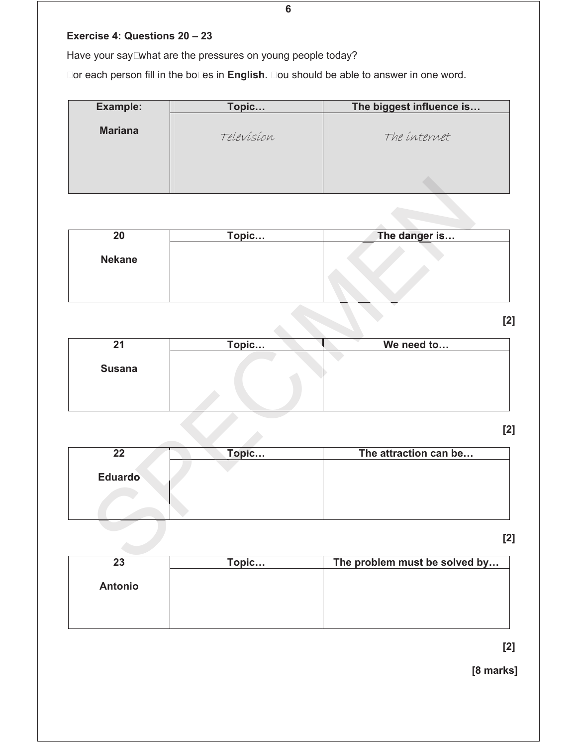### Exercise 4: Questions 20 – 23

Have your say: what are the pressures on young people today?

For each person fill in the boxes in **English**. You should be able to answer in one word.

| Example: Mariana | Topic… | The biggest influence is… |
|---|---|---|
| | Television | The internet |

| 20 Nekane | Topic… | The danger is… |
|---|---|---|
| | | |

**[2]**

| 21 Susana | Topic… | We need to… |
|---|---|---|
| | | |

**[2]**

| 22 Eduardo | Topic… | The attraction can be… |
|---|---|---|
| | | |

**[2]**

| 23 Antonio | Topic… | The problem must be solved by… |
|---|---|---|
| | | |

**[2]**

**[8 marks]**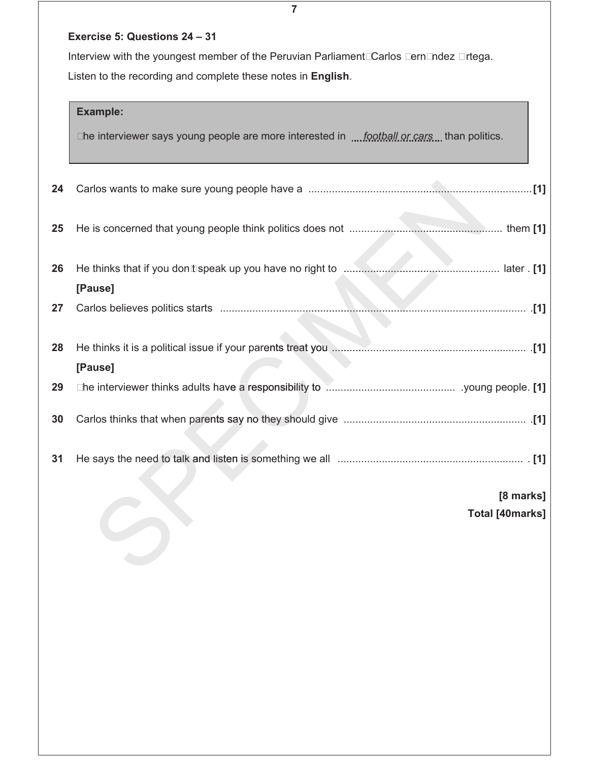**Exercise 5: Questions 24 – 31**

Interview with the youngest member of the Peruvian Parliament, Carlos Fernández Ortega.

Listen to the recording and complete these notes in **English**.

> **Example:**
>
> The interviewer says young people are more interested in *football or cars* than politics.

**24** Carlos wants to make sure young people have a ............................................................................ **[1]**

**25** He is concerned that young people think politics does not .................................................... them **[1]**

**26** He thinks that if you don't speak up you have no right to .................................................... later . **[1]**

**[Pause]**

**27** Carlos believes politics starts ........................................................................................................ .**[1]**

**28** He thinks it is a political issue if your parents treat you ................................................................. .**[1]**

**[Pause]**

**29** The interviewer thinks adults have a responsibility to ............................................ .young people. **[1]**

**30** Carlos thinks that when parents say no they should give ............................................................. .**[1]**

**31** He says the need to talk and listen is something we all ............................................................... . **[1]**

**[8 marks]**

**Total [40marks]**